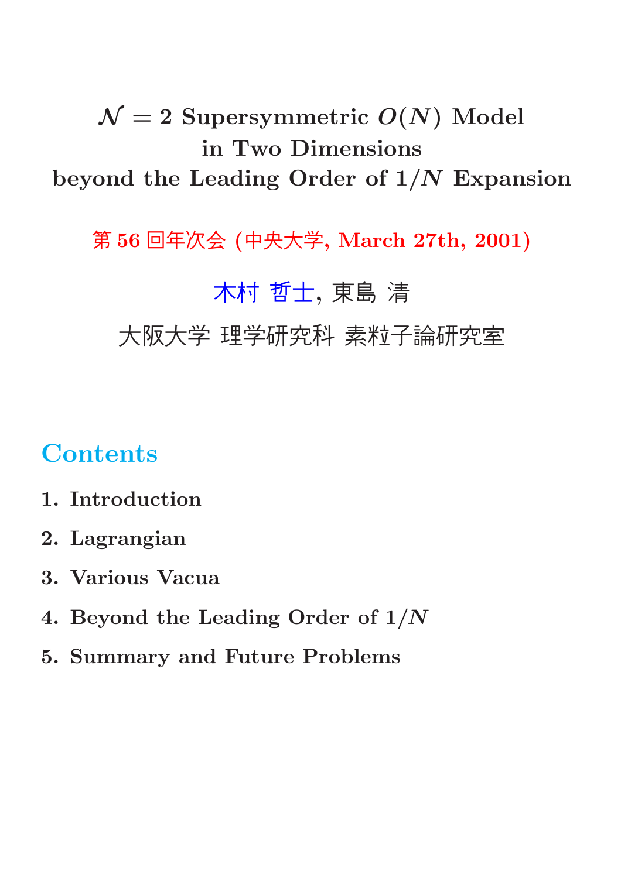# $\mathcal{N} = 2$ Supersymmetric $O(N)$ Model in Two Dimensions beyond the Leading Order of $1/N$ Expansion

第 56 回年次会 (中央大学, March 27th, 2001)

木村 哲士, 東島 清

大阪大学 理学研究科 素粒子論研究室

## Contents

1. Introduction
2. Lagrangian
3. Various Vacua
4. Beyond the Leading Order of $1/N$
5. Summary and Future Problems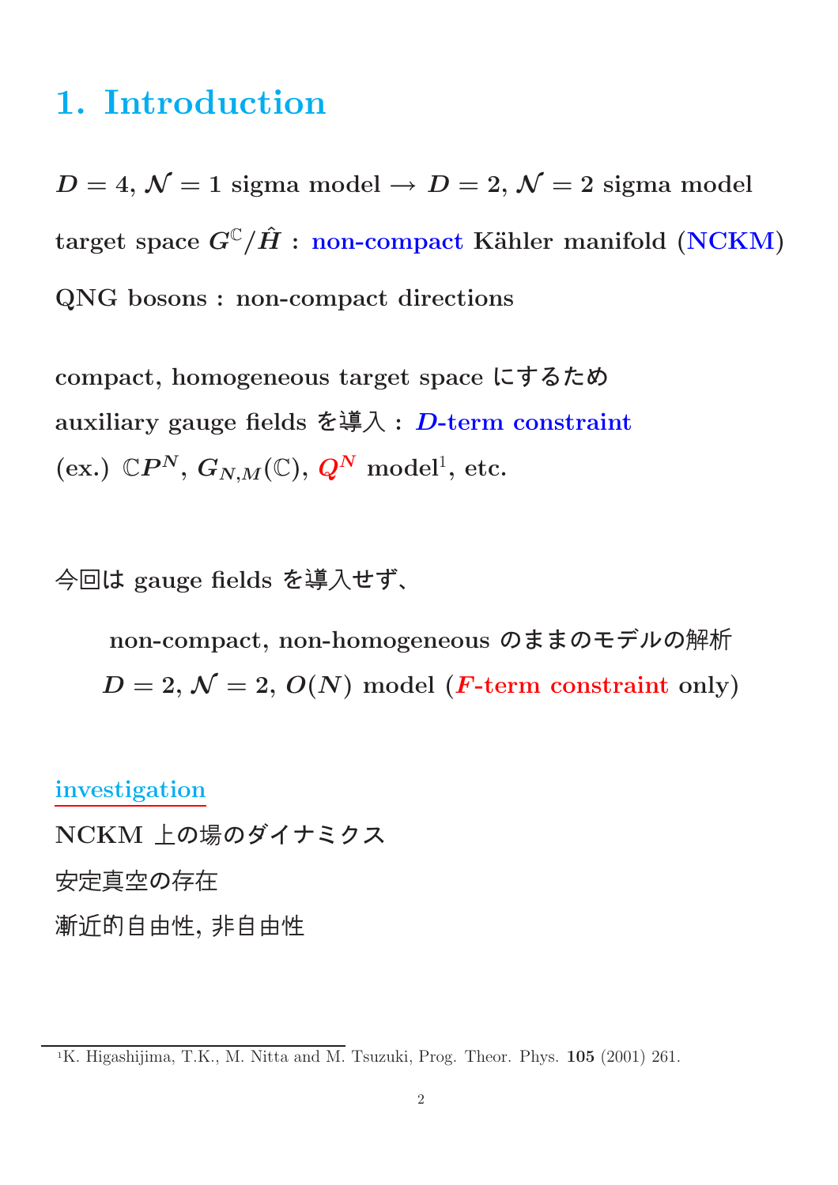# 1. Introduction

$D = 4$, $\mathcal{N} = 1$ sigma model $\rightarrow$ $D = 2$, $\mathcal{N} = 2$ sigma model

target space $G^{\mathbb{C}}/\hat{H}$ : non-compact Kähler manifold (NCKM)

QNG bosons : non-compact directions

compact, homogeneous target space にするため

auxiliary gauge fields を導入 : $D$-term constraint

(ex.) $\mathbb{C}P^N$, $G_{N,M}(\mathbb{C})$, $Q^N$ model[1], etc.

今回は gauge fields を導入せず、

non-compact, non-homogeneous のままのモデルの解析

$D = 2$, $\mathcal{N} = 2$, $O(N)$ model ($F$-term constraint only)

investigation

NCKM 上の場のダイナミクス

安定真空の存在

漸近的自由性, 非自由性

[1]K. Higashijima, T.K., M. Nitta and M. Tsuzuki, Prog. Theor. Phys. **105** (2001) 261.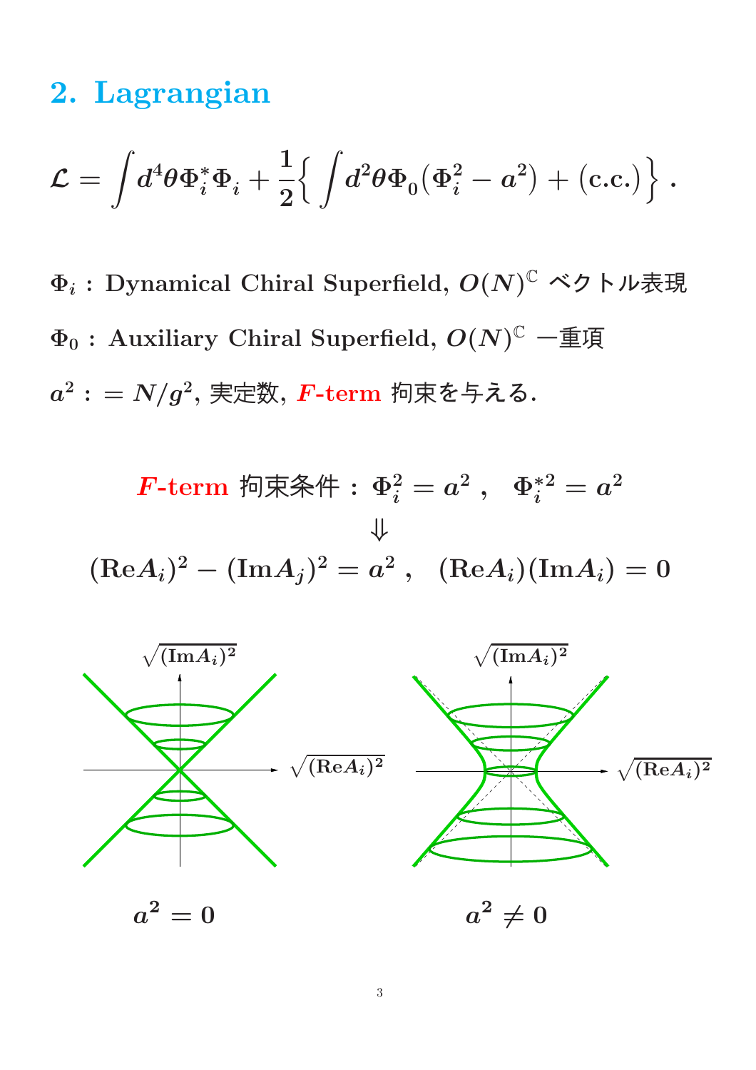## 2. Lagrangian

$$\mathcal{L} = \int d^4\theta \Phi_i^* \Phi_i + \frac{1}{2}\Big\{ \int d^2\theta \Phi_0 (\Phi_i^2 - a^2) + (\text{c.c.}) \Big\} \, .$$

$\Phi_i$ : Dynamical Chiral Superfield, $O(N)^{\mathbb{C}}$ ベクトル表現

$\Phi_0$ : Auxiliary Chiral Superfield, $O(N)^{\mathbb{C}}$ 一重項

$a^2 := N/g^2$, 実定数, $F$-term 拘束を与える.

$$F\text{-term 拘束条件 : } \Phi_i^2 = a^2 \, , \quad \Phi_i^{*2} = a^2$$

$$\Downarrow$$

$$(\text{Re}A_i)^2 - (\text{Im}A_j)^2 = a^2 \, , \quad (\text{Re}A_i)(\text{Im}A_i) = 0$$

$\sqrt{(\text{Im}A_i)^2}$ $\sqrt{(\text{Re}A_i)^2}$

$a^2 = 0$ $\qquad\qquad$ $a^2 \neq 0$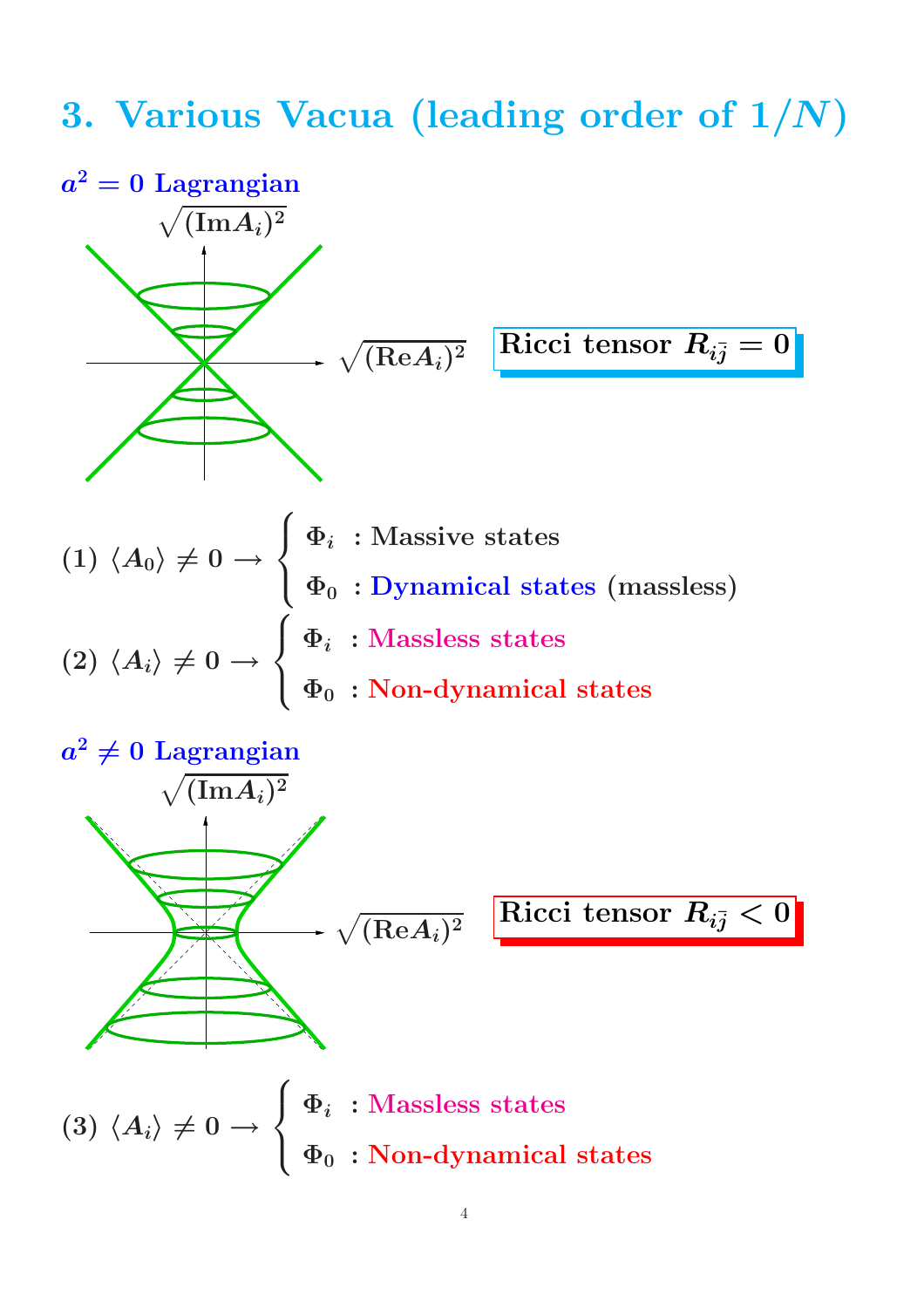# 3. Various Vacua (leading order of $1/N$)

**$a^2 = 0$ Lagrangian**

$\sqrt{(\text{Im}A_i)^2}$

$\sqrt{(\text{Re}A_i)^2}$

**Ricci tensor $R_{i\bar{j}} = 0$**

(1) $\langle A_0 \rangle \neq 0 \rightarrow \begin{cases} \Phi_i & : \text{Massive states} \\ \Phi_0 & : \text{Dynamical states (massless)} \end{cases}$

(2) $\langle A_i \rangle \neq 0 \rightarrow \begin{cases} \Phi_i & : \text{Massless states} \\ \Phi_0 & : \text{Non-dynamical states} \end{cases}$

**$a^2 \neq 0$ Lagrangian**

$\sqrt{(\text{Im}A_i)^2}$

$\sqrt{(\text{Re}A_i)^2}$

**Ricci tensor $R_{i\bar{j}} < 0$**

(3) $\langle A_i \rangle \neq 0 \rightarrow \begin{cases} \Phi_i & : \text{Massless states} \\ \Phi_0 & : \text{Non-dynamical states} \end{cases}$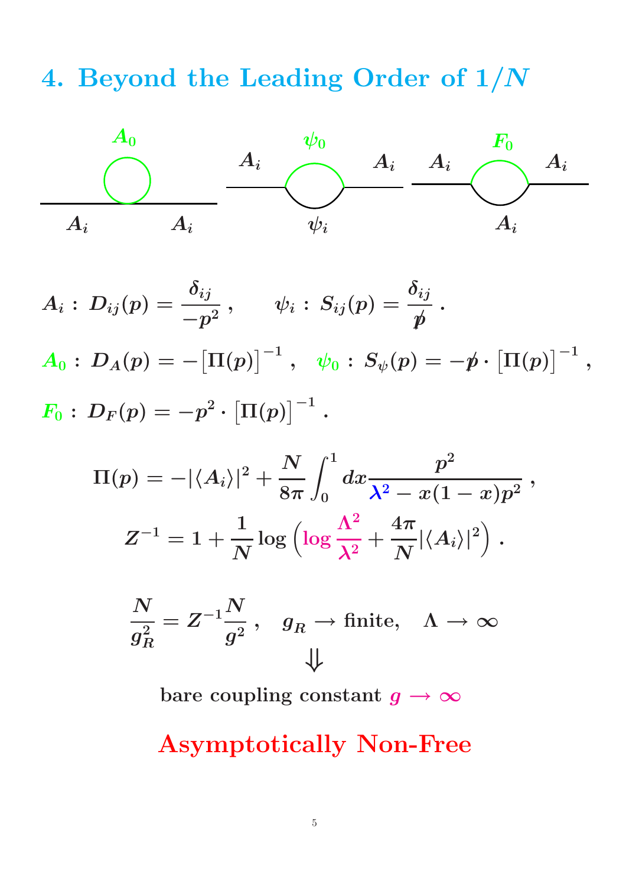# 4. Beyond the Leading Order of $1/N$

$A_0$

$A_i$ $A_i$

$\psi_0$

$A_i$ $A_i$

$\psi_i$

$F_0$

$A_i$ $A_i$

$A_i$

$$A_i \,:\, D_{ij}(p) = \frac{\delta_{ij}}{-p^2}\,, \qquad \psi_i \,:\, S_{ij}(p) = \frac{\delta_{ij}}{\not{p}}\,.$$

$$A_0 \,:\, D_A(p) = -\big[\Pi(p)\big]^{-1}\,, \quad \psi_0 \,:\, S_\psi(p) = -\not{p}\cdot\big[\Pi(p)\big]^{-1}\,,$$

$$F_0 \,:\, D_F(p) = -p^2\cdot\big[\Pi(p)\big]^{-1}\,.$$

$$\Pi(p) = -|\langle A_i\rangle|^2 + \frac{N}{8\pi}\int_0^1 dx \frac{p^2}{\lambda^2 - x(1-x)p^2}\,,$$

$$Z^{-1} = 1 + \frac{1}{N}\log\left(\log\frac{\Lambda^2}{\lambda^2} + \frac{4\pi}{N}|\langle A_i\rangle|^2\right)\,.$$

$$\frac{N}{g_R^2} = Z^{-1}\frac{N}{g^2}\,, \quad g_R \to \text{finite}, \quad \Lambda \to \infty$$

$$\Downarrow$$

bare coupling constant $g \to \infty$

**Asymptotically Non-Free**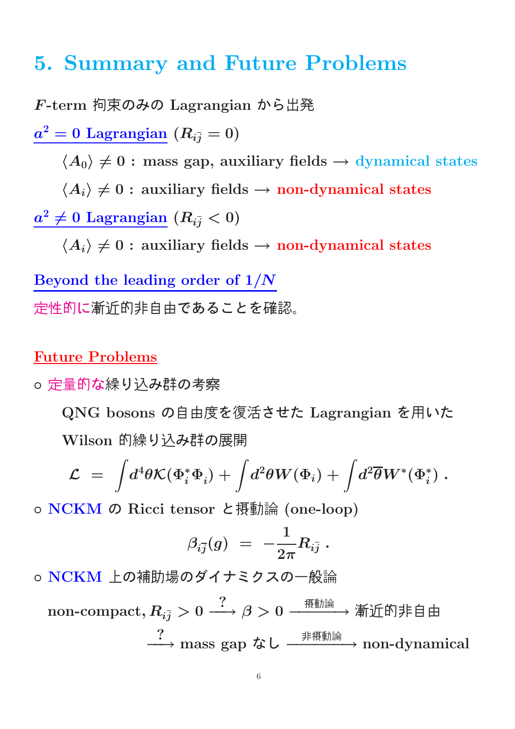# 5. Summary and Future Problems

$F$-term 拘束のみの Lagrangian から出発

$a^2 = 0$ Lagrangian ($R_{i\bar{j}} = 0$)

- $\langle A_0 \rangle \neq 0$ : mass gap, auxiliary fields $\longrightarrow$ dynamical states
- $\langle A_i \rangle \neq 0$ : auxiliary fields $\longrightarrow$ non-dynamical states

$a^2 \neq 0$ Lagrangian ($R_{i\bar{j}} < 0$)

- $\langle A_i \rangle \neq 0$ : auxiliary fields $\longrightarrow$ non-dynamical states

Beyond the leading order of $1/N$

定性的に漸近的非自由であることを確認。

## Future Problems

◦ 定量的な繰り込み群の考察

QNG bosons の自由度を復活させた Lagrangian を用いた Wilson 的繰り込み群の展開

$$\mathcal{L} \;=\; \int d^4\theta \mathcal{K}(\Phi_i^* \Phi_i) + \int d^2\theta W(\Phi_i) + \int d^2\overline{\theta} W^*(\Phi_i^*) \; .$$

◦ NCKM の Ricci tensor と摂動論 (one-loop)

$$\beta_{i\bar{j}}(g) \;=\; -\frac{1}{2\pi} R_{i\bar{j}} \; .$$

◦ NCKM 上の補助場のダイナミクスの一般論

$$\text{non-compact}, R_{i\bar{j}} > 0 \xrightarrow{\;?\;} \beta > 0 \xrightarrow{\text{摂動論}} \text{漸近的非自由}$$

$$\xrightarrow{\;?\;} \text{mass gap なし} \xrightarrow{\text{非摂動論}} \text{non-dynamical}$$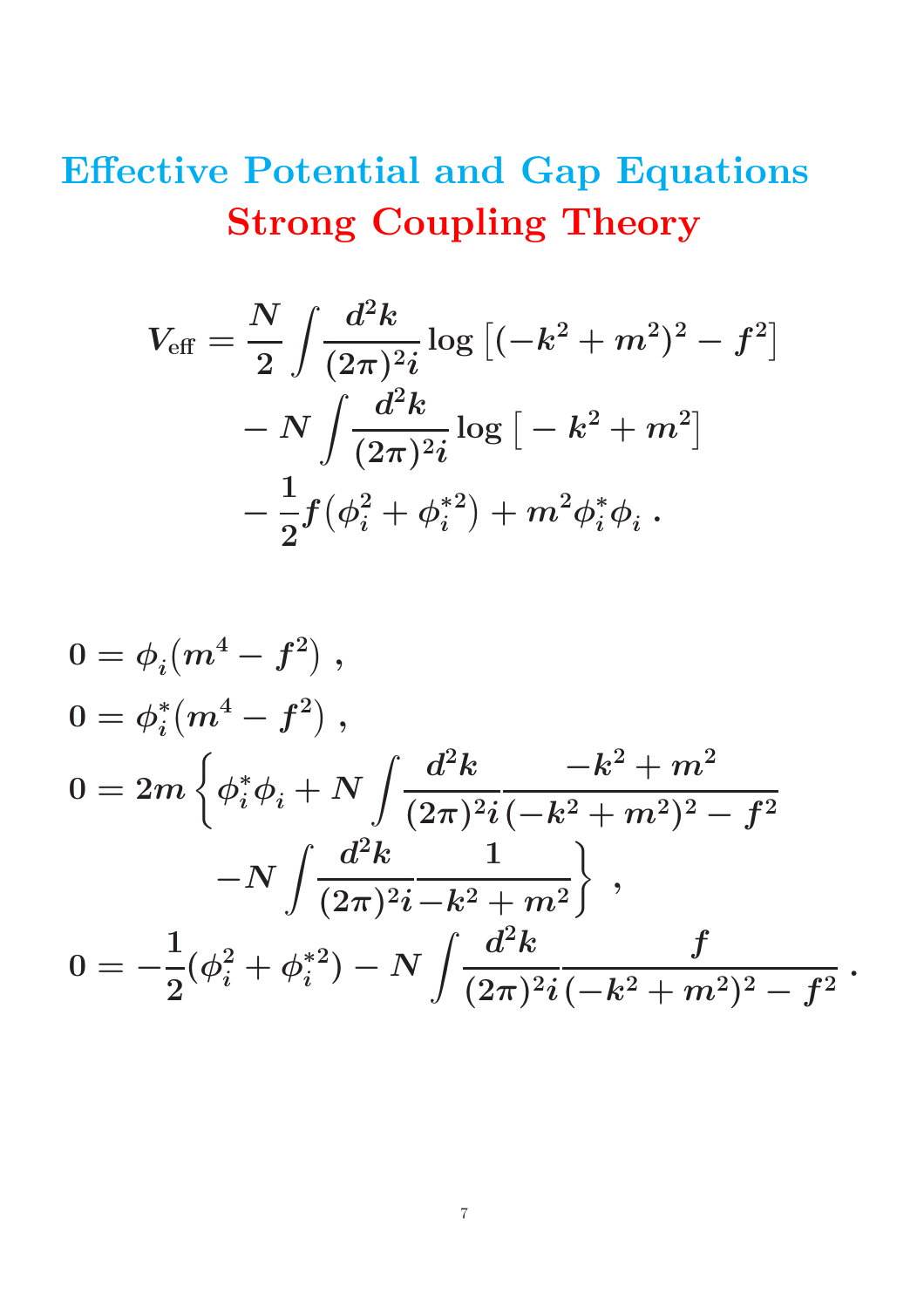# Effective Potential and Gap Equations
## Strong Coupling Theory

$$
\begin{aligned}
V_{\rm eff} = {} & \frac{N}{2}\int \frac{d^2k}{(2\pi)^2 i} \log\left[(-k^2+m^2)^2 - f^2\right] \\
& - N\int \frac{d^2k}{(2\pi)^2 i} \log\left[-k^2+m^2\right] \\
& - \frac{1}{2} f(\phi_i^2 + \phi_i^{*2}) + m^2 \phi_i^* \phi_i \; .
\end{aligned}
$$

$$
\begin{aligned}
0 &= \phi_i (m^4 - f^2) \; , \\
0 &= \phi_i^* (m^4 - f^2) \; , \\
0 &= 2m\left\{ \phi_i^* \phi_i + N\int \frac{d^2k}{(2\pi)^2 i} \frac{-k^2+m^2}{(-k^2+m^2)^2 - f^2} \right. \\
& \qquad \left. - N\int \frac{d^2k}{(2\pi)^2 i}\frac{1}{-k^2+m^2} \right\} \; , \\
0 &= -\frac{1}{2}(\phi_i^2 + \phi_i^{*2}) - N\int \frac{d^2k}{(2\pi)^2 i} \frac{f}{(-k^2+m^2)^2 - f^2} \; .
\end{aligned}
$$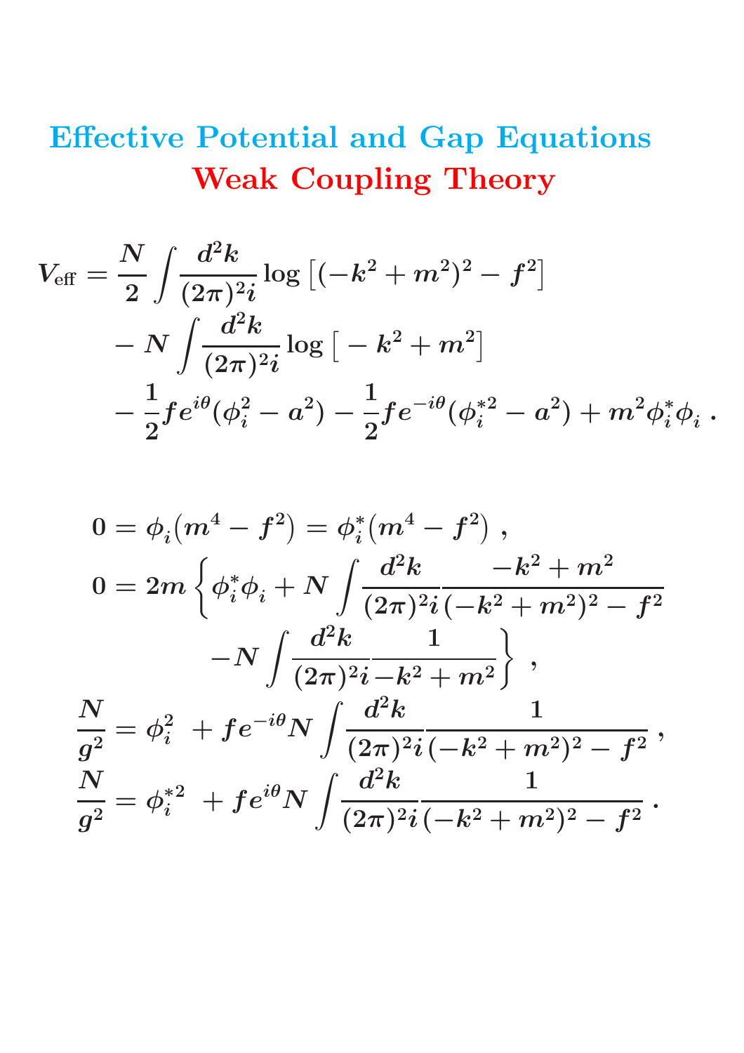# Effective Potential and Gap Equations

## Weak Coupling Theory

$$
\begin{aligned}
V_{\text{eff}} = \frac{N}{2} \int \frac{d^2k}{(2\pi)^2 i} \log\left[(-k^2+m^2)^2 - f^2\right] \\
- N \int \frac{d^2k}{(2\pi)^2 i} \log\left[-k^2+m^2\right] \\
- \frac{1}{2} f e^{i\theta}(\phi_i^2 - a^2) - \frac{1}{2} f e^{-i\theta}(\phi_i^{*2} - a^2) + m^2 \phi_i^* \phi_i \, .
\end{aligned}
$$

$$
\begin{aligned}
0 &= \phi_i(m^4 - f^2) = \phi_i^*(m^4 - f^2) \, , \\
0 &= 2m \left\{ \phi_i^* \phi_i + N \int \frac{d^2k}{(2\pi)^2 i} \frac{-k^2+m^2}{(-k^2+m^2)^2 - f^2} \right. \\
&\qquad \left. - N \int \frac{d^2k}{(2\pi)^2 i} \frac{1}{-k^2+m^2} \right\} \, , \\
\frac{N}{g^2} &= \phi_i^2 \; + f e^{-i\theta} N \int \frac{d^2k}{(2\pi)^2 i} \frac{1}{(-k^2+m^2)^2 - f^2} \, , \\
\frac{N}{g^2} &= \phi_i^{*2} \; + f e^{i\theta} N \int \frac{d^2k}{(2\pi)^2 i} \frac{1}{(-k^2+m^2)^2 - f^2} \, .
\end{aligned}
$$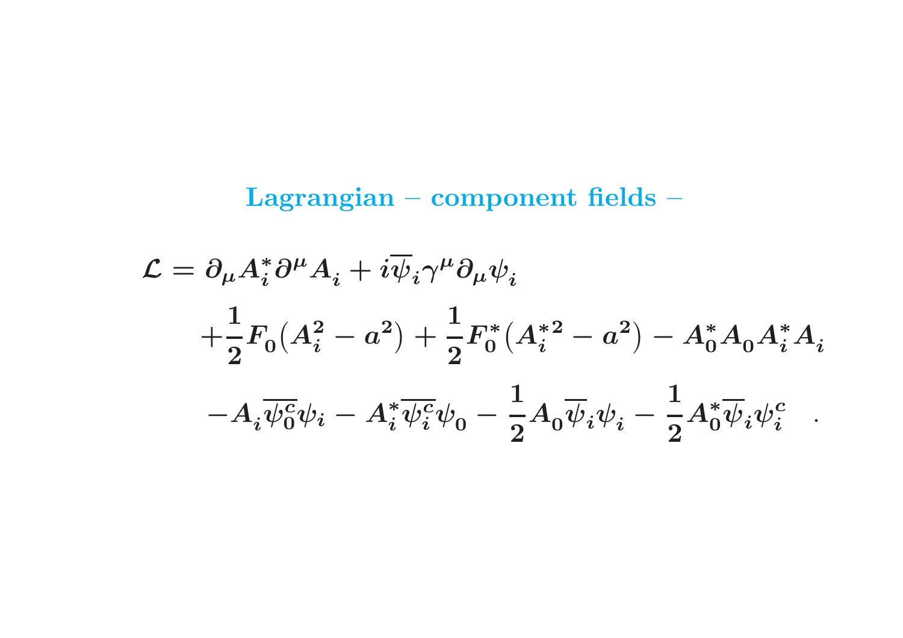## Lagrangian – component fields –

$$
\begin{aligned}
\mathcal{L} = {} & \partial_\mu A_i^* \partial^\mu A_i + i\overline{\psi}_i \gamma^\mu \partial_\mu \psi_i \\
& + \frac{1}{2} F_0 \big( A_i^2 - a^2 \big) + \frac{1}{2} F_0^* \big( A_i^{*2} - a^2 \big) - A_0^* A_0 A_i^* A_i \\
& - A_i \overline{\psi_0^c} \psi_i - A_i^* \overline{\psi_i^c} \psi_0 - \frac{1}{2} A_0 \overline{\psi}_i \psi_i - \frac{1}{2} A_0^* \overline{\psi}_i \psi_i^c \quad .
\end{aligned}
$$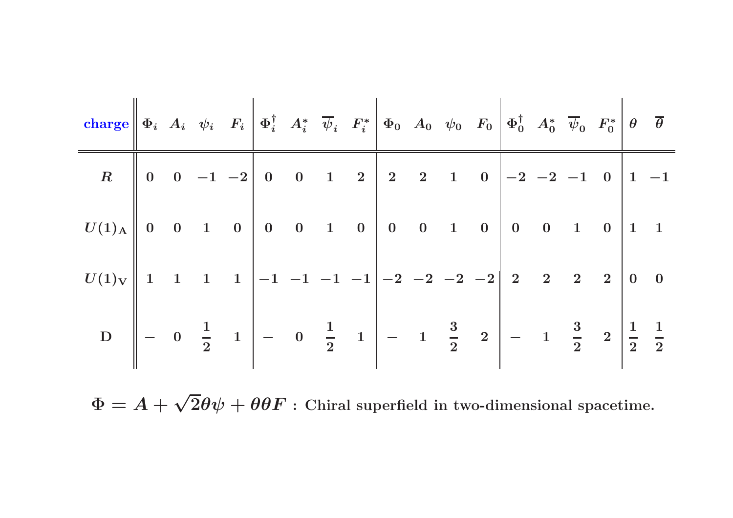| charge | $\Phi_i$ | $A_i$ | $\psi_i$ | $F_i$ | $\Phi_i^\dagger$ | $A_i^*$ | $\overline{\psi}_i$ | $F_i^*$ | $\Phi_0$ | $A_0$ | $\psi_0$ | $F_0$ | $\Phi_0^\dagger$ | $A_0^*$ | $\overline{\psi}_0$ | $F_0^*$ | $\theta$ | $\overline{\theta}$ |
|---|---|---|---|---|---|---|---|---|---|---|---|---|---|---|---|---|---|---|
| $R$ | 0 | 0 | $-1$ | $-2$ | 0 | 0 | 1 | 2 | 2 | 2 | 1 | 0 | $-2$ | $-2$ | $-1$ | 0 | 1 | $-1$ |
| $U(1)_{\rm A}$ | 0 | 0 | 1 | 0 | 0 | 0 | 1 | 0 | 0 | 0 | 1 | 0 | 0 | 0 | 1 | 0 | 1 | 1 |
| $U(1)_{\rm V}$ | 1 | 1 | 1 | 1 | $-1$ | $-1$ | $-1$ | $-1$ | $-2$ | $-2$ | $-2$ | $-2$ | 2 | 2 | 2 | 2 | 0 | 0 |
| D | $-$ | 0 | $\frac{1}{2}$ | 1 | $-$ | 0 | $\frac{1}{2}$ | 1 | $-$ | 1 | $\frac{3}{2}$ | 2 | $-$ | 1 | $\frac{3}{2}$ | 2 | $\frac{1}{2}$ | $\frac{1}{2}$ |

$\Phi = A + \sqrt{2}\theta\psi + \theta\theta F$ : Chiral superfield in two-dimensional spacetime.